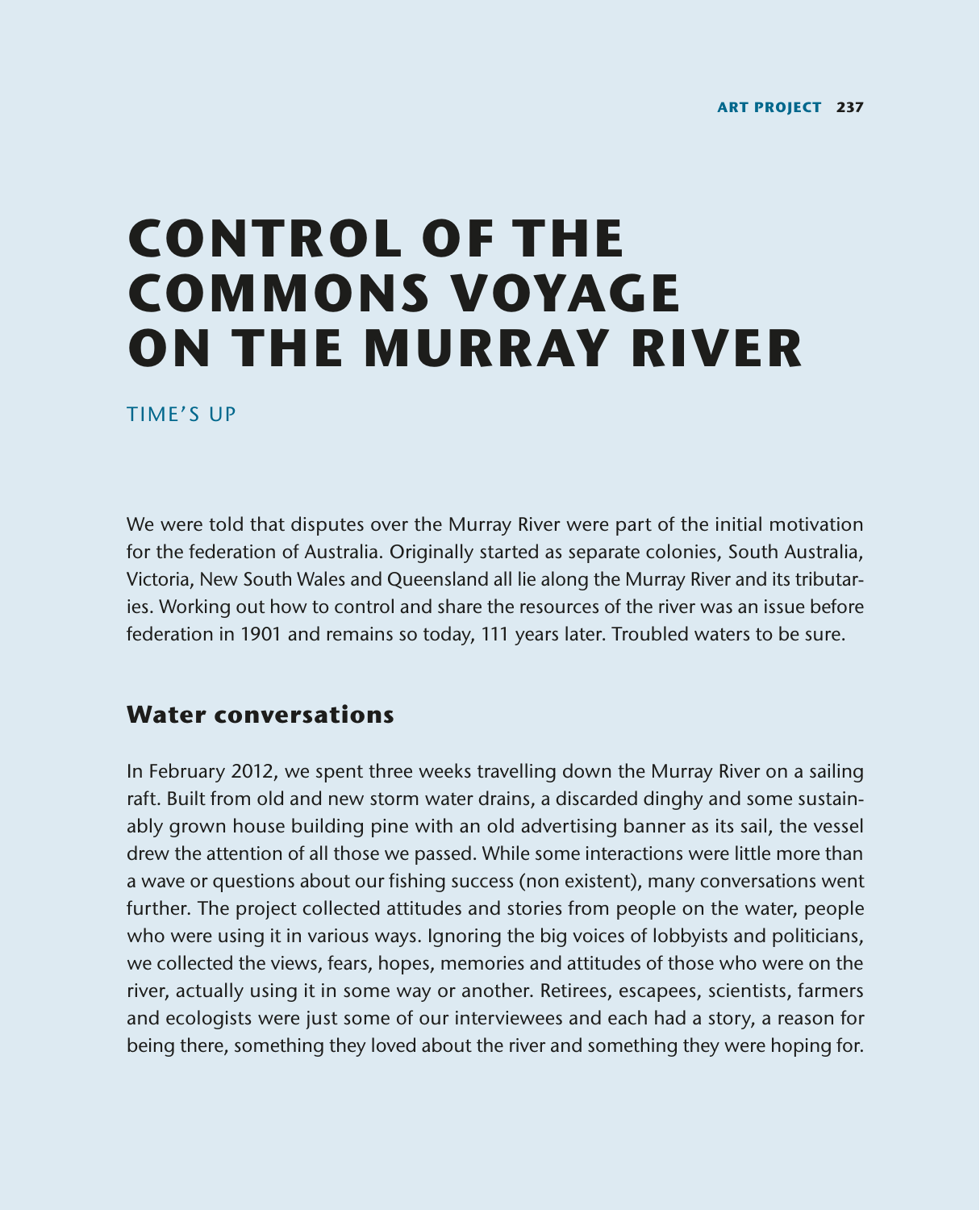# CONTROL OF THE COMMONS VOYAGE ON THE MURRAY RIVER

TIME'S UP

We were told that disputes over the Murray River were part of the initial motivation for the federation of Australia. Originally started as separate colonies, South Australia, Victoria, New South Wales and Queensland all lie along the Murray River and its tributaries. Working out how to control and share the resources of the river was an issue before federation in 1901 and remains so today, 111 years later. Troubled waters to be sure.

## Water conversations

In February 2012, we spent three weeks travelling down the Murray River on a sailing raft. Built from old and new storm water drains, a discarded dinghy and some sustainably grown house building pine with an old advertising banner as its sail, the vessel drew the attention of all those we passed. While some interactions were little more than a wave or questions about our fishing success (non existent), many conversations went further. The project collected attitudes and stories from people on the water, people who were using it in various ways. Ignoring the big voices of lobbyists and politicians, we collected the views, fears, hopes, memories and attitudes of those who were on the river, actually using it in some way or another. Retirees, escapees, scientists, farmers and ecologists were just some of our interviewees and each had a story, a reason for being there, something they loved about the river and something they were hoping for.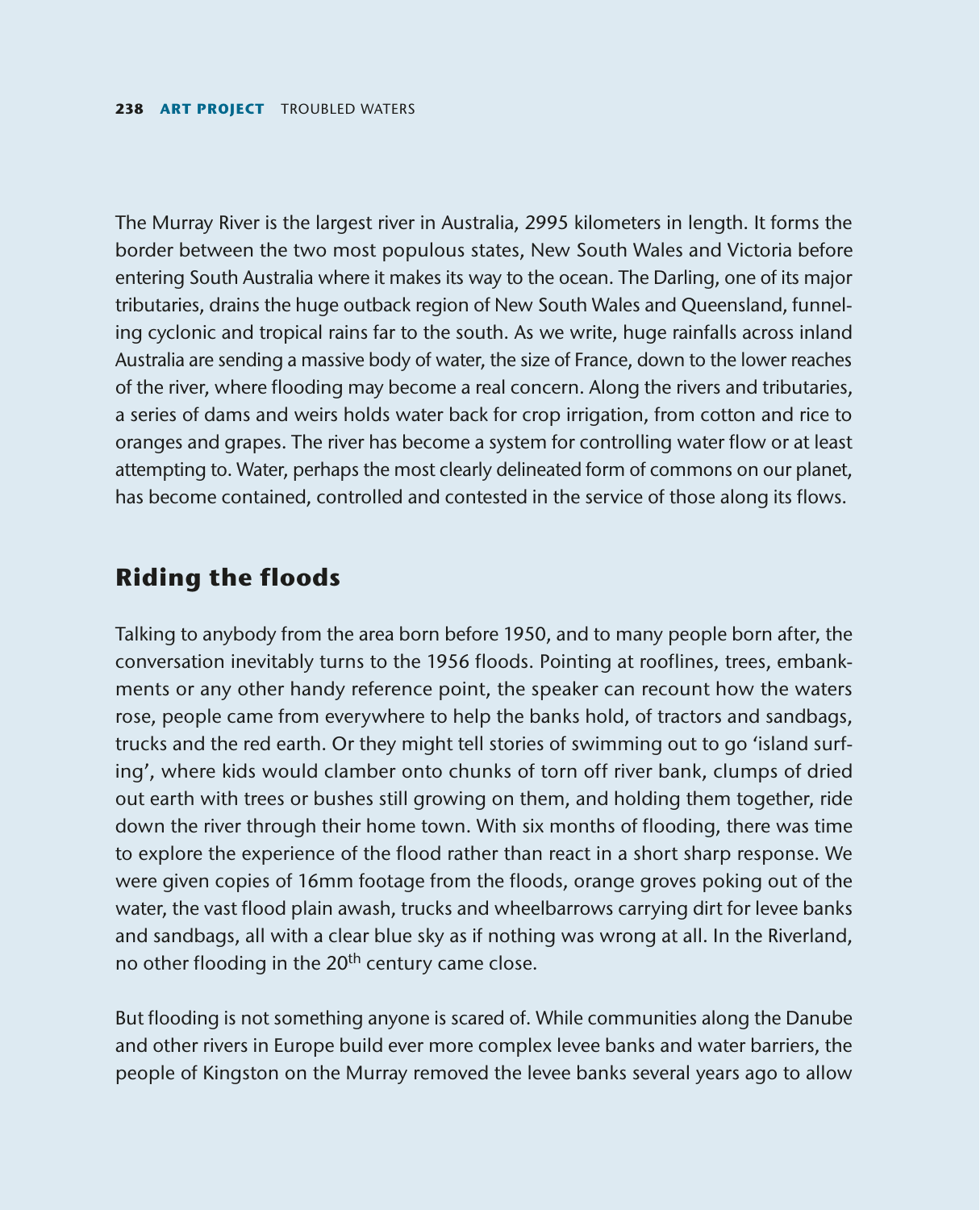The Murray River is the largest river in Australia, 2995 kilometers in length. It forms the border between the two most populous states, New South Wales and Victoria before entering South Australia where it makes its way to the ocean. The Darling, one of its major tributaries, drains the huge outback region of New South Wales and Queensland, funneling cyclonic and tropical rains far to the south. As we write, huge rainfalls across inland Australia are sending a massive body of water, the size of France, down to the lower reaches of the river, where flooding may become a real concern. Along the rivers and tributaries, a series of dams and weirs holds water back for crop irrigation, from cotton and rice to oranges and grapes. The river has become a system for controlling water flow or at least attempting to. Water, perhaps the most clearly delineated form of commons on our planet, has become contained, controlled and contested in the service of those along its flows.

## Riding the floods

Talking to anybody from the area born before 1950, and to many people born after, the conversation inevitably turns to the 1956 floods. Pointing at rooflines, trees, embankments or any other handy reference point, the speaker can recount how the waters rose, people came from everywhere to help the banks hold, of tractors and sandbags, trucks and the red earth. Or they might tell stories of swimming out to go 'island surfing', where kids would clamber onto chunks of torn off river bank, clumps of dried out earth with trees or bushes still growing on them, and holding them together, ride down the river through their home town. With six months of flooding, there was time to explore the experience of the flood rather than react in a short sharp response. We were given copies of 16mm footage from the floods, orange groves poking out of the water, the vast flood plain awash, trucks and wheelbarrows carrying dirt for levee banks and sandbags, all with a clear blue sky as if nothing was wrong at all. In the Riverland, no other flooding in the 20th century came close.

But flooding is not something anyone is scared of. While communities along the Danube and other rivers in Europe build ever more complex levee banks and water barriers, the people of Kingston on the Murray removed the levee banks several years ago to allow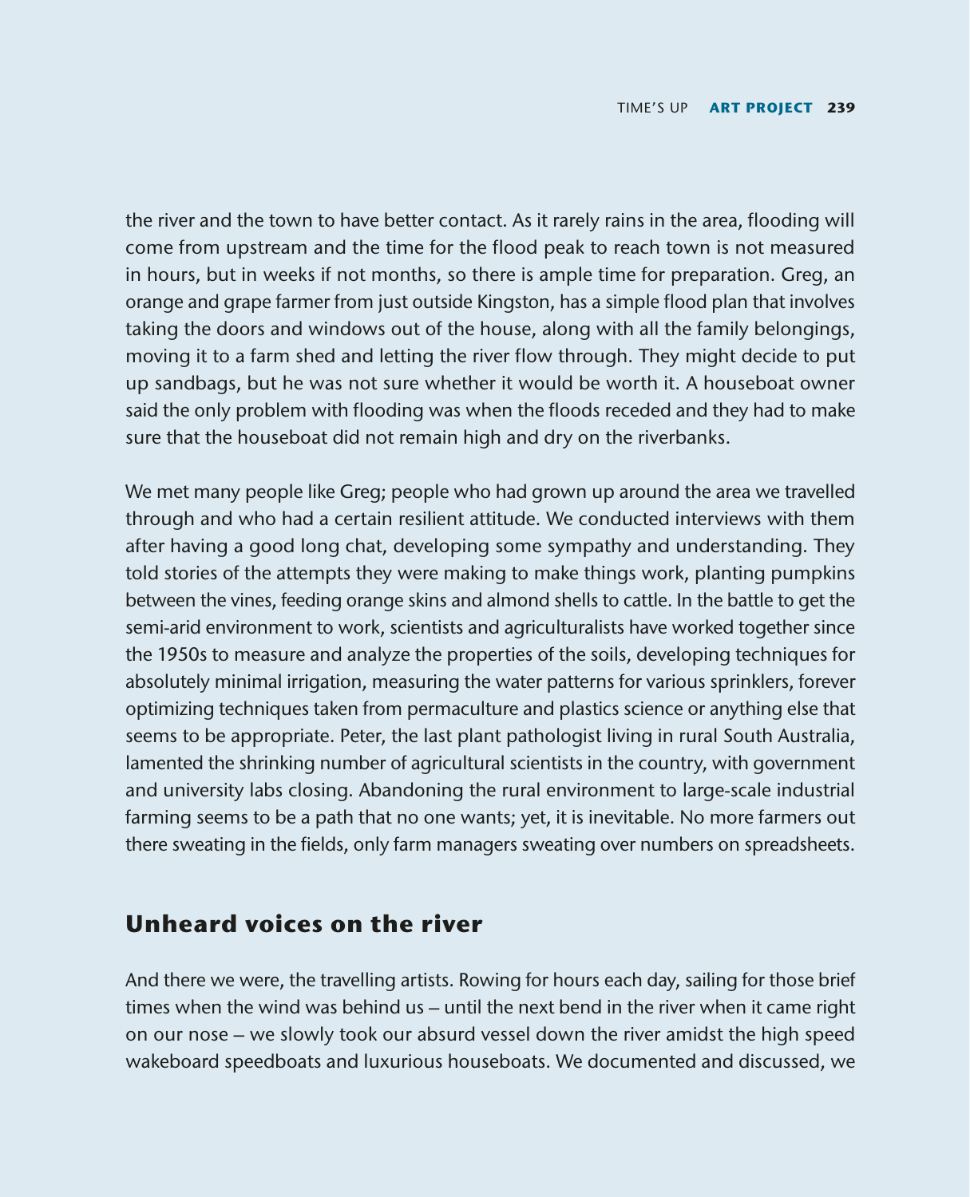the river and the town to have better contact. As it rarely rains in the area, flooding will come from upstream and the time for the flood peak to reach town is not measured in hours, but in weeks if not months, so there is ample time for preparation. Greg, an orange and grape farmer from just outside Kingston, has a simple flood plan that involves taking the doors and windows out of the house, along with all the family belongings, moving it to a farm shed and letting the river flow through. They might decide to put up sandbags, but he was not sure whether it would be worth it. A houseboat owner said the only problem with flooding was when the floods receded and they had to make sure that the houseboat did not remain high and dry on the riverbanks.

We met many people like Greg; people who had grown up around the area we travelled through and who had a certain resilient attitude. We conducted interviews with them after having a good long chat, developing some sympathy and understanding. They told stories of the attempts they were making to make things work, planting pumpkins between the vines, feeding orange skins and almond shells to cattle. In the battle to get the semi-arid environment to work, scientists and agriculturalists have worked together since the 1950s to measure and analyze the properties of the soils, developing techniques for absolutely minimal irrigation, measuring the water patterns for various sprinklers, forever optimizing techniques taken from permaculture and plastics science or anything else that seems to be appropriate. Peter, the last plant pathologist living in rural South Australia, lamented the shrinking number of agricultural scientists in the country, with government and university labs closing. Abandoning the rural environment to large-scale industrial farming seems to be a path that no one wants; yet, it is inevitable. No more farmers out there sweating in the fields, only farm managers sweating over numbers on spreadsheets.

## Unheard voices on the river

And there we were, the travelling artists. Rowing for hours each day, sailing for those brief times when the wind was behind us – until the next bend in the river when it came right on our nose – we slowly took our absurd vessel down the river amidst the high speed wakeboard speedboats and luxurious houseboats. We documented and discussed, we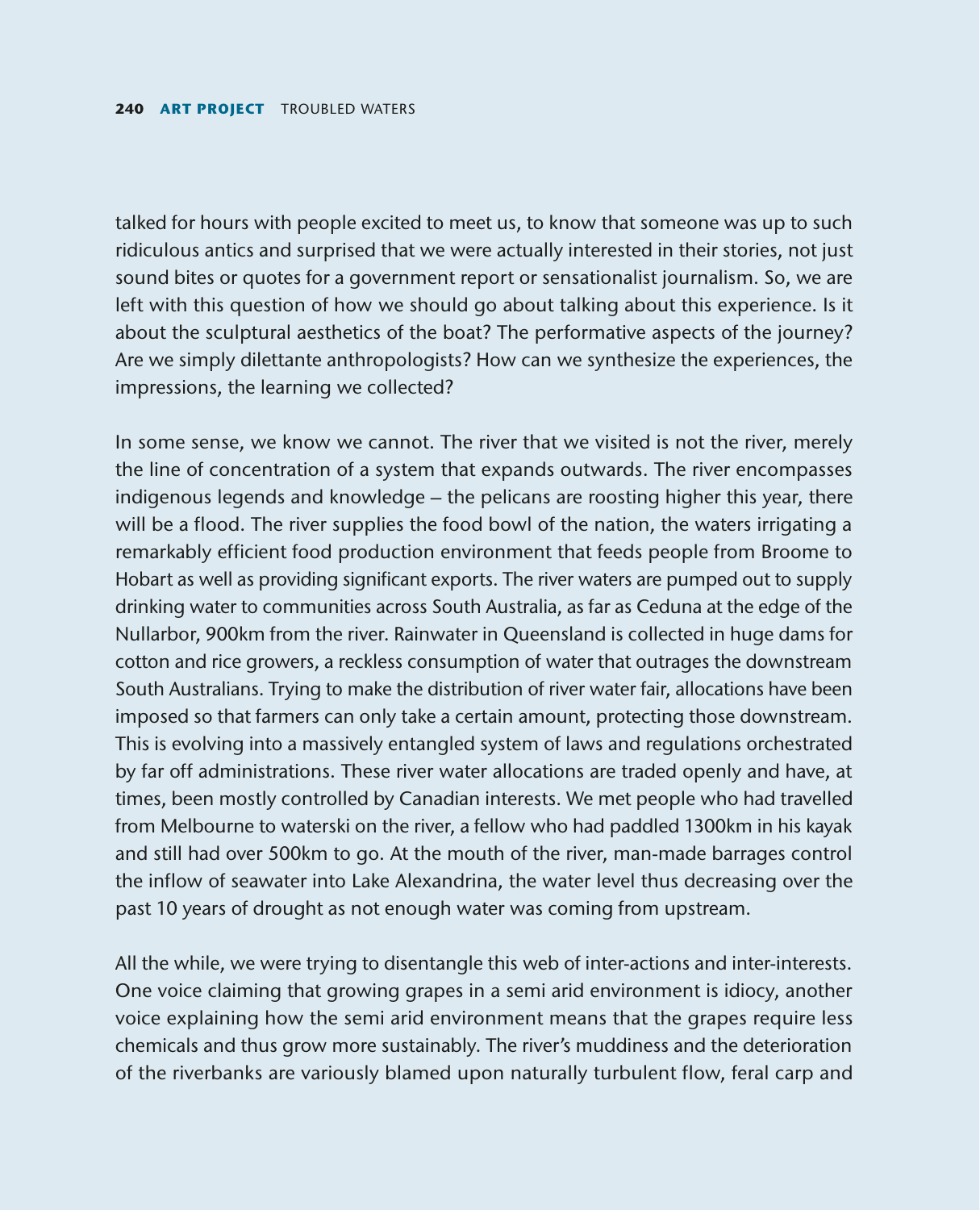talked for hours with people excited to meet us, to know that someone was up to such ridiculous antics and surprised that we were actually interested in their stories, not just sound bites or quotes for a government report or sensationalist journalism. So, we are left with this question of how we should go about talking about this experience. Is it about the sculptural aesthetics of the boat? The performative aspects of the journey? Are we simply dilettante anthropologists? How can we synthesize the experiences, the impressions, the learning we collected?

In some sense, we know we cannot. The river that we visited is not the river, merely the line of concentration of a system that expands outwards. The river encompasses indigenous legends and knowledge – the pelicans are roosting higher this year, there will be a flood. The river supplies the food bowl of the nation, the waters irrigating a remarkably efficient food production environment that feeds people from Broome to Hobart as well as providing significant exports. The river waters are pumped out to supply drinking water to communities across South Australia, as far as Ceduna at the edge of the Nullarbor, 900km from the river. Rainwater in Queensland is collected in huge dams for cotton and rice growers, a reckless consumption of water that outrages the downstream South Australians. Trying to make the distribution of river water fair, allocations have been imposed so that farmers can only take a certain amount, protecting those downstream. This is evolving into a massively entangled system of laws and regulations orchestrated by far off administrations. These river water allocations are traded openly and have, at times, been mostly controlled by Canadian interests. We met people who had travelled from Melbourne to waterski on the river, a fellow who had paddled 1300km in his kayak and still had over 500km to go. At the mouth of the river, man-made barrages control the inflow of seawater into Lake Alexandrina, the water level thus decreasing over the past 10 years of drought as not enough water was coming from upstream.

All the while, we were trying to disentangle this web of inter-actions and inter-interests. One voice claiming that growing grapes in a semi arid environment is idiocy, another voice explaining how the semi arid environment means that the grapes require less chemicals and thus grow more sustainably. The river's muddiness and the deterioration of the riverbanks are variously blamed upon naturally turbulent flow, feral carp and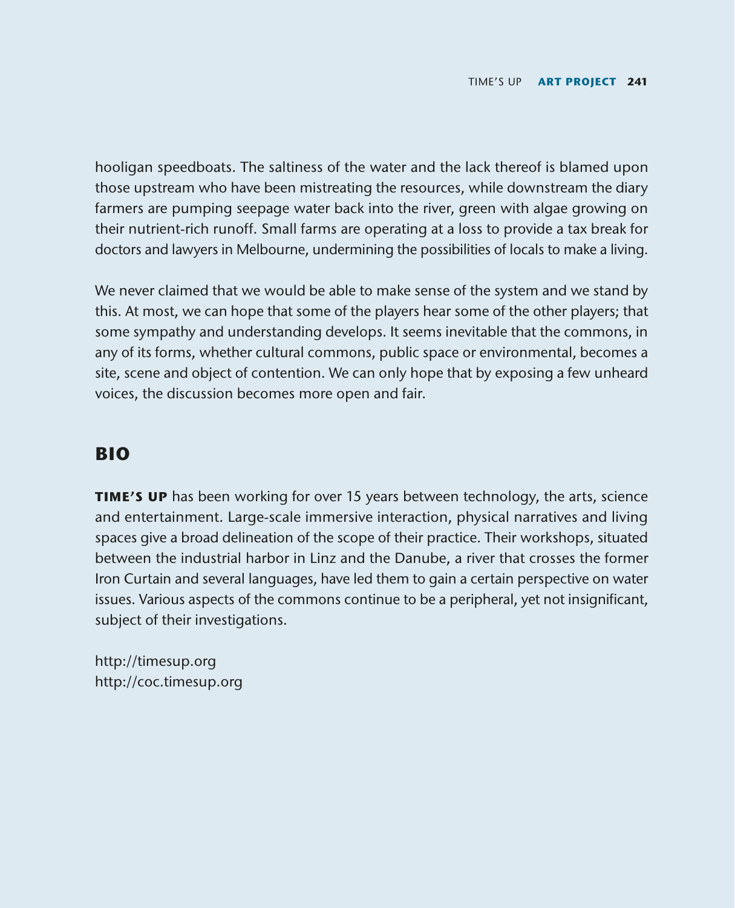hooligan speedboats. The saltiness of the water and the lack thereof is blamed upon those upstream who have been mistreating the resources, while downstream the diary farmers are pumping seepage water back into the river, green with algae growing on their nutrient-rich runoff. Small farms are operating at a loss to provide a tax break for doctors and lawyers in Melbourne, undermining the possibilities of locals to make a living.

We never claimed that we would be able to make sense of the system and we stand by this. At most, we can hope that some of the players hear some of the other players; that some sympathy and understanding develops. It seems inevitable that the commons, in any of its forms, whether cultural commons, public space or environmental, becomes a site, scene and object of contention. We can only hope that by exposing a few unheard voices, the discussion becomes more open and fair.

## BIO

**TIME'S UP** has been working for over 15 years between technology, the arts, science and entertainment. Large-scale immersive interaction, physical narratives and living spaces give a broad delineation of the scope of their practice. Their workshops, situated between the industrial harbor in Linz and the Danube, a river that crosses the former Iron Curtain and several languages, have led them to gain a certain perspective on water issues. Various aspects of the commons continue to be a peripheral, yet not insignificant, subject of their investigations.

http://timesup.org
http://coc.timesup.org